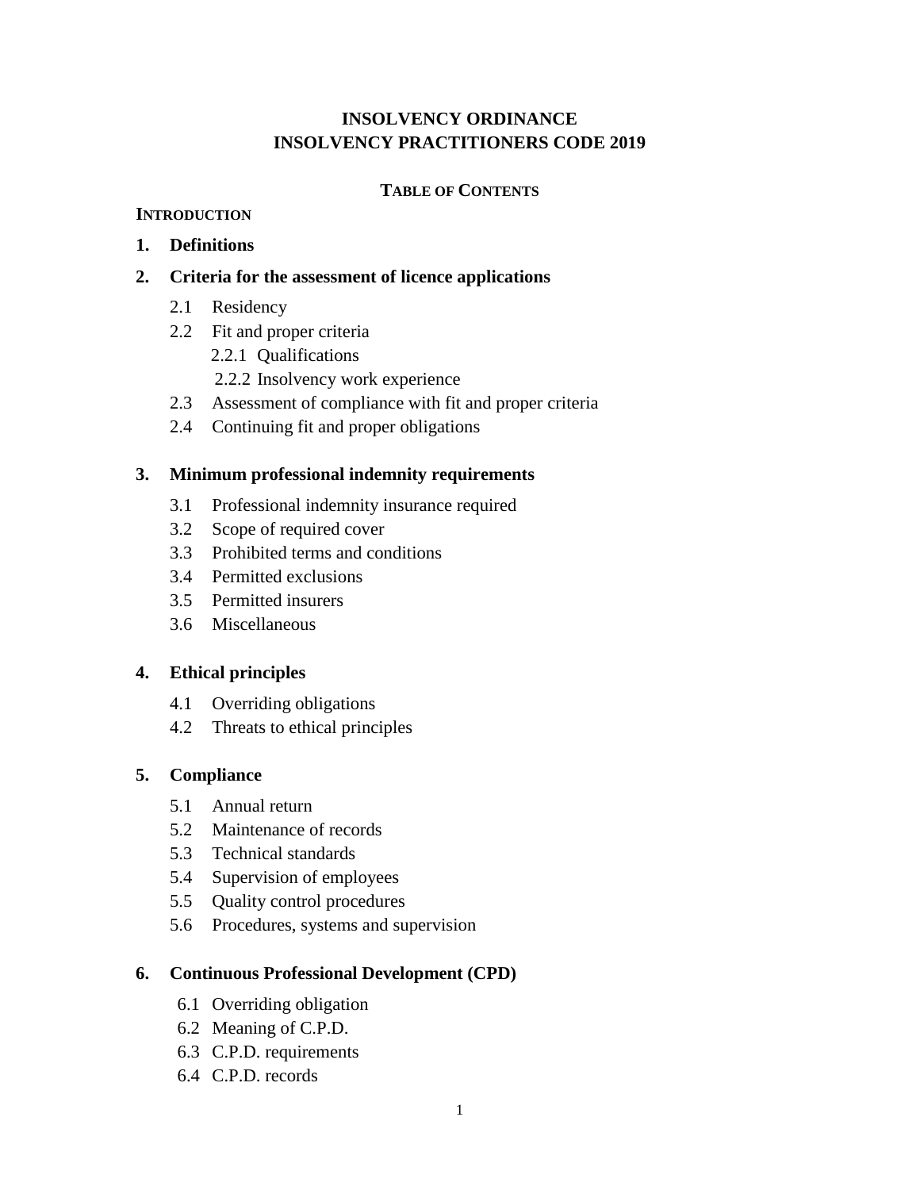# INSOLVENCY ORDINANCE
# INSOLVENCY PRACTITIONERS CODE 2019

## TABLE OF CONTENTS

**INTRODUCTION**

**1. Definitions**

**2. Criteria for the assessment of licence applications**

- 2.1 Residency
- 2.2 Fit and proper criteria
  - 2.2.1 Qualifications
  - 2.2.2 Insolvency work experience
- 2.3 Assessment of compliance with fit and proper criteria
- 2.4 Continuing fit and proper obligations

**3. Minimum professional indemnity requirements**

- 3.1 Professional indemnity insurance required
- 3.2 Scope of required cover
- 3.3 Prohibited terms and conditions
- 3.4 Permitted exclusions
- 3.5 Permitted insurers
- 3.6 Miscellaneous

**4. Ethical principles**

- 4.1 Overriding obligations
- 4.2 Threats to ethical principles

**5. Compliance**

- 5.1 Annual return
- 5.2 Maintenance of records
- 5.3 Technical standards
- 5.4 Supervision of employees
- 5.5 Quality control procedures
- 5.6 Procedures, systems and supervision

**6. Continuous Professional Development (CPD)**

- 6.1 Overriding obligation
- 6.2 Meaning of C.P.D.
- 6.3 C.P.D. requirements
- 6.4 C.P.D. records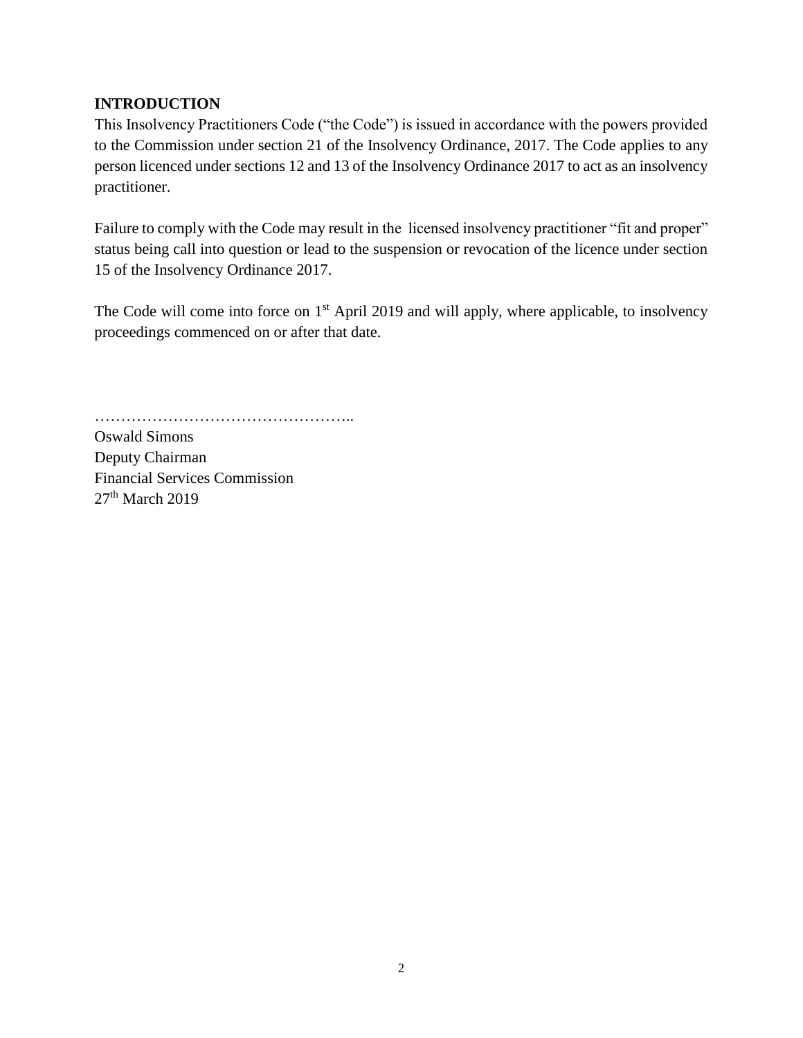## INTRODUCTION

This Insolvency Practitioners Code ("the Code") is issued in accordance with the powers provided to the Commission under section 21 of the Insolvency Ordinance, 2017. The Code applies to any person licenced under sections 12 and 13 of the Insolvency Ordinance 2017 to act as an insolvency practitioner.

Failure to comply with the Code may result in the licensed insolvency practitioner "fit and proper" status being call into question or lead to the suspension or revocation of the licence under section 15 of the Insolvency Ordinance 2017.

The Code will come into force on 1st April 2019 and will apply, where applicable, to insolvency proceedings commenced on or after that date.

…………………………………………..

Oswald Simons
Deputy Chairman
Financial Services Commission
27th March 2019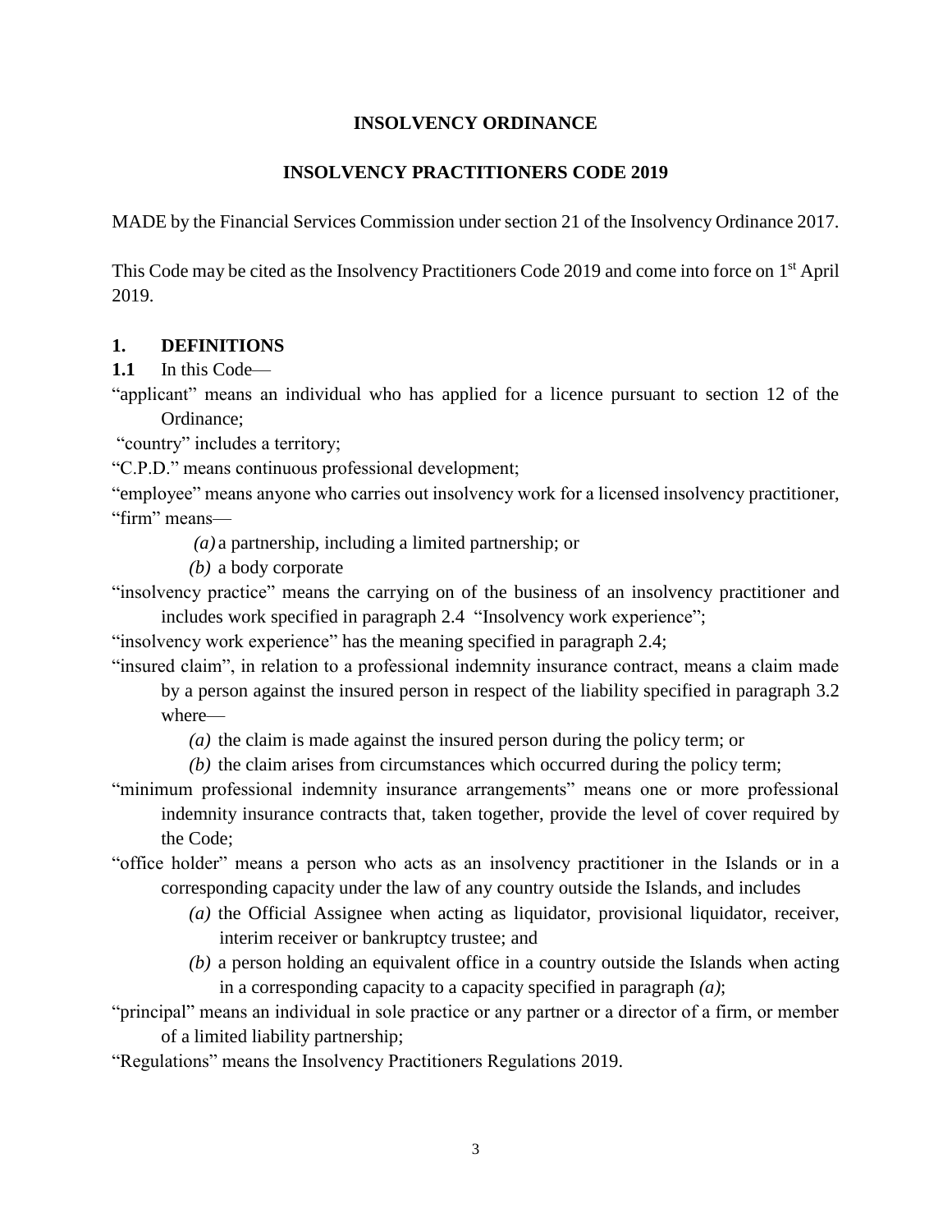**INSOLVENCY ORDINANCE**

**INSOLVENCY PRACTITIONERS CODE 2019**

MADE by the Financial Services Commission under section 21 of the Insolvency Ordinance 2017.

This Code may be cited as the Insolvency Practitioners Code 2019 and come into force on 1st April 2019.

## 1. DEFINITIONS

**1.1** In this Code—

"applicant" means an individual who has applied for a licence pursuant to section 12 of the Ordinance;

"country" includes a territory;

"C.P.D." means continuous professional development;

"employee" means anyone who carries out insolvency work for a licensed insolvency practitioner,

"firm" means—

*(a)* a partnership, including a limited partnership; or

*(b)* a body corporate

"insolvency practice" means the carrying on of the business of an insolvency practitioner and includes work specified in paragraph 2.4 "Insolvency work experience";

"insolvency work experience" has the meaning specified in paragraph 2.4;

"insured claim", in relation to a professional indemnity insurance contract, means a claim made by a person against the insured person in respect of the liability specified in paragraph 3.2 where—

*(a)* the claim is made against the insured person during the policy term; or

*(b)* the claim arises from circumstances which occurred during the policy term;

"minimum professional indemnity insurance arrangements" means one or more professional indemnity insurance contracts that, taken together, provide the level of cover required by the Code;

"office holder" means a person who acts as an insolvency practitioner in the Islands or in a corresponding capacity under the law of any country outside the Islands, and includes

*(a)* the Official Assignee when acting as liquidator, provisional liquidator, receiver, interim receiver or bankruptcy trustee; and

*(b)* a person holding an equivalent office in a country outside the Islands when acting in a corresponding capacity to a capacity specified in paragraph *(a)*;

"principal" means an individual in sole practice or any partner or a director of a firm, or member of a limited liability partnership;

"Regulations" means the Insolvency Practitioners Regulations 2019.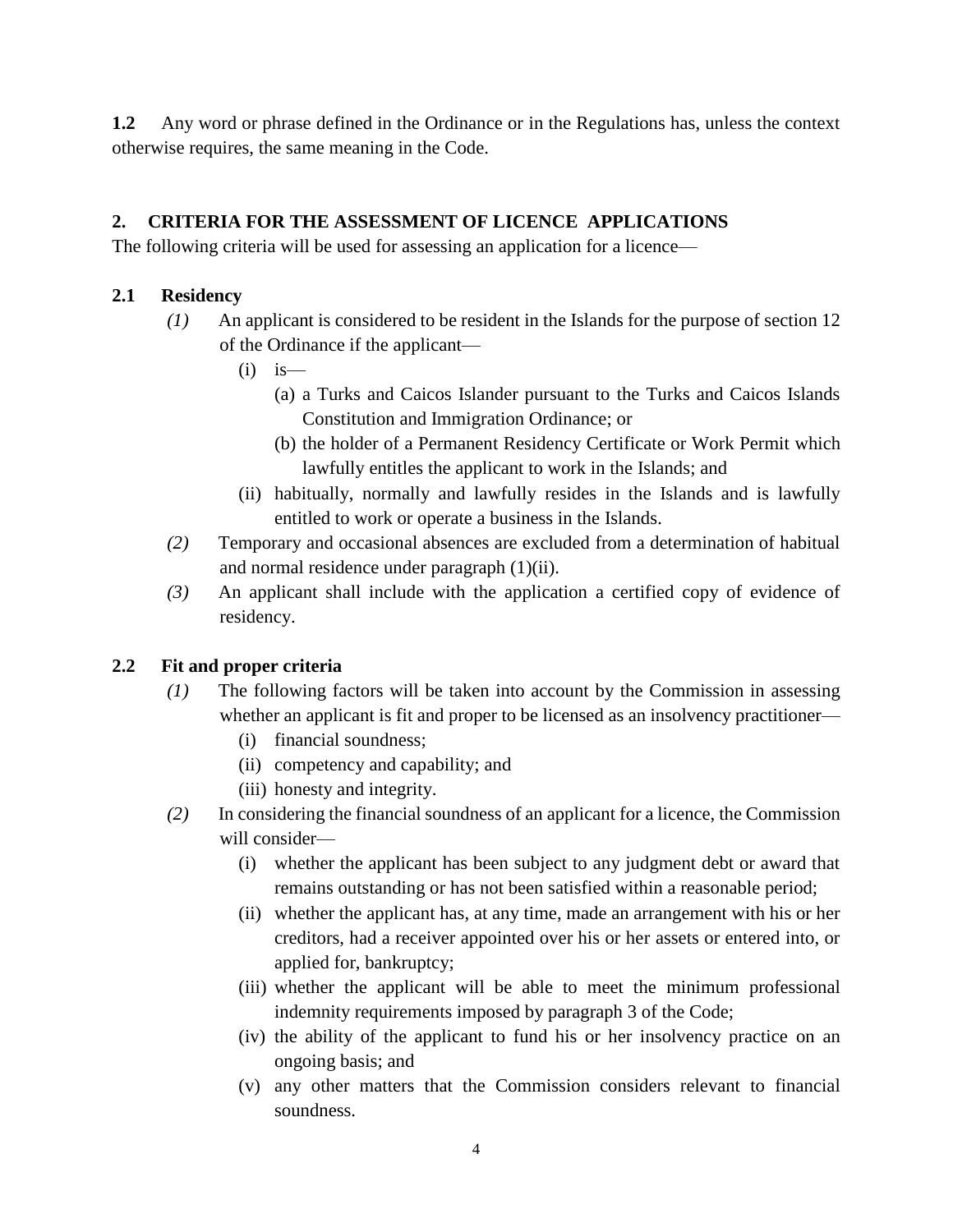**1.2** Any word or phrase defined in the Ordinance or in the Regulations has, unless the context otherwise requires, the same meaning in the Code.

## 2. CRITERIA FOR THE ASSESSMENT OF LICENCE APPLICATIONS

The following criteria will be used for assessing an application for a licence—

### 2.1 Residency

*(1)* An applicant is considered to be resident in the Islands for the purpose of section 12 of the Ordinance if the applicant—

- (i) is—
  - (a) a Turks and Caicos Islander pursuant to the Turks and Caicos Islands Constitution and Immigration Ordinance; or
  - (b) the holder of a Permanent Residency Certificate or Work Permit which lawfully entitles the applicant to work in the Islands; and
- (ii) habitually, normally and lawfully resides in the Islands and is lawfully entitled to work or operate a business in the Islands.

*(2)* Temporary and occasional absences are excluded from a determination of habitual and normal residence under paragraph (1)(ii).

*(3)* An applicant shall include with the application a certified copy of evidence of residency.

### 2.2 Fit and proper criteria

*(1)* The following factors will be taken into account by the Commission in assessing whether an applicant is fit and proper to be licensed as an insolvency practitioner—

- (i) financial soundness;
- (ii) competency and capability; and
- (iii) honesty and integrity.

*(2)* In considering the financial soundness of an applicant for a licence, the Commission will consider—

- (i) whether the applicant has been subject to any judgment debt or award that remains outstanding or has not been satisfied within a reasonable period;
- (ii) whether the applicant has, at any time, made an arrangement with his or her creditors, had a receiver appointed over his or her assets or entered into, or applied for, bankruptcy;
- (iii) whether the applicant will be able to meet the minimum professional indemnity requirements imposed by paragraph 3 of the Code;
- (iv) the ability of the applicant to fund his or her insolvency practice on an ongoing basis; and
- (v) any other matters that the Commission considers relevant to financial soundness.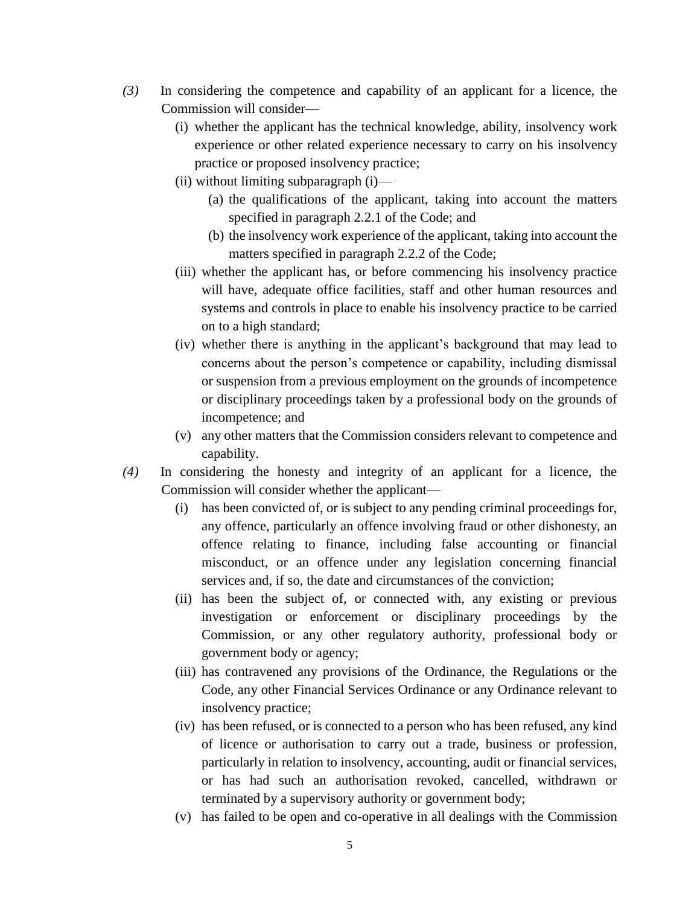*(3)* In considering the competence and capability of an applicant for a licence, the Commission will consider—

(i) whether the applicant has the technical knowledge, ability, insolvency work experience or other related experience necessary to carry on his insolvency practice or proposed insolvency practice;

(ii) without limiting subparagraph (i)—

(a) the qualifications of the applicant, taking into account the matters specified in paragraph 2.2.1 of the Code; and

(b) the insolvency work experience of the applicant, taking into account the matters specified in paragraph 2.2.2 of the Code;

(iii) whether the applicant has, or before commencing his insolvency practice will have, adequate office facilities, staff and other human resources and systems and controls in place to enable his insolvency practice to be carried on to a high standard;

(iv) whether there is anything in the applicant's background that may lead to concerns about the person's competence or capability, including dismissal or suspension from a previous employment on the grounds of incompetence or disciplinary proceedings taken by a professional body on the grounds of incompetence; and

(v) any other matters that the Commission considers relevant to competence and capability.

*(4)* In considering the honesty and integrity of an applicant for a licence, the Commission will consider whether the applicant—

(i) has been convicted of, or is subject to any pending criminal proceedings for, any offence, particularly an offence involving fraud or other dishonesty, an offence relating to finance, including false accounting or financial misconduct, or an offence under any legislation concerning financial services and, if so, the date and circumstances of the conviction;

(ii) has been the subject of, or connected with, any existing or previous investigation or enforcement or disciplinary proceedings by the Commission, or any other regulatory authority, professional body or government body or agency;

(iii) has contravened any provisions of the Ordinance, the Regulations or the Code, any other Financial Services Ordinance or any Ordinance relevant to insolvency practice;

(iv) has been refused, or is connected to a person who has been refused, any kind of licence or authorisation to carry out a trade, business or profession, particularly in relation to insolvency, accounting, audit or financial services, or has had such an authorisation revoked, cancelled, withdrawn or terminated by a supervisory authority or government body;

(v) has failed to be open and co-operative in all dealings with the Commission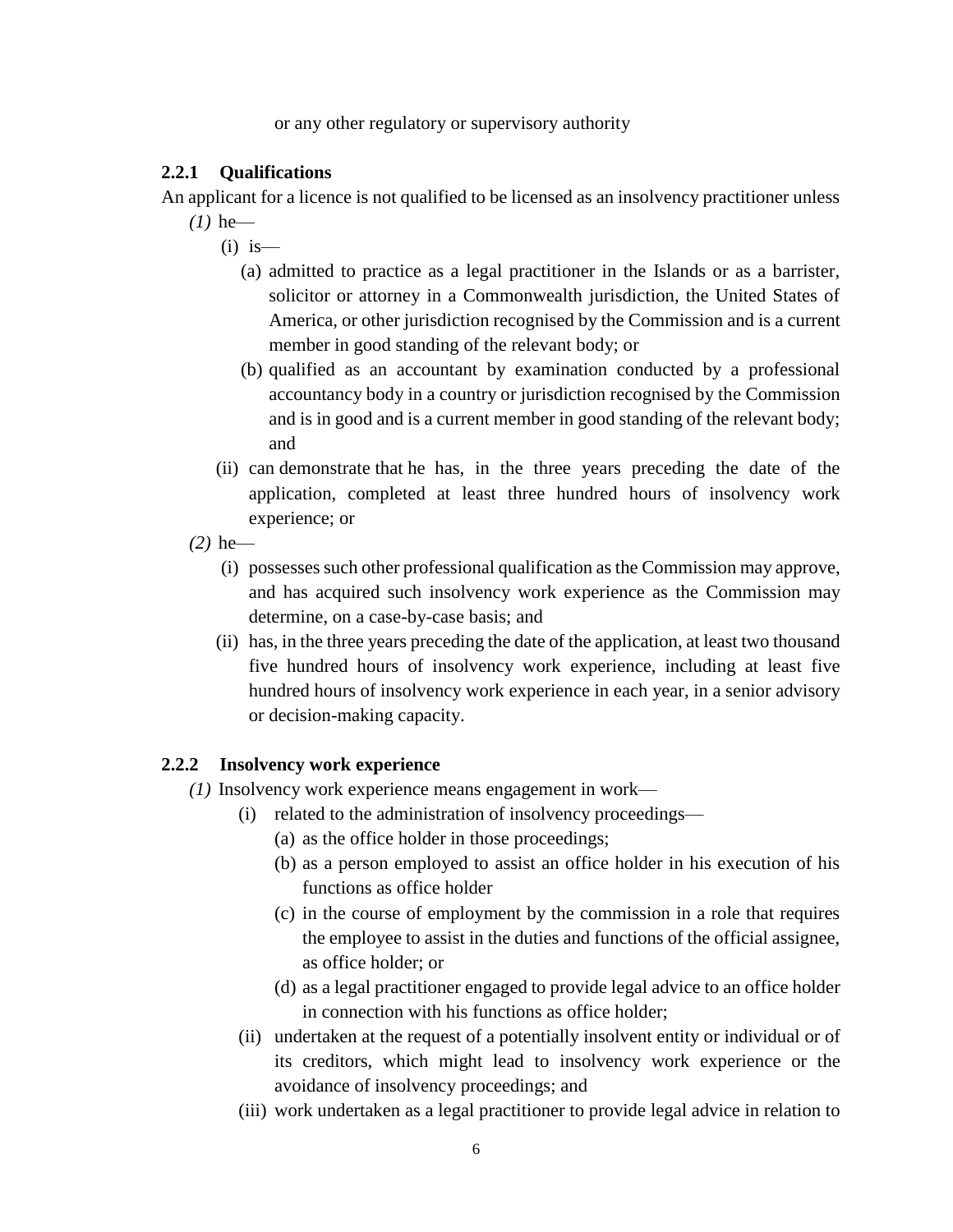or any other regulatory or supervisory authority

### 2.2.1 Qualifications

An applicant for a licence is not qualified to be licensed as an insolvency practitioner unless

*(1)* he—

- (i) is—
  - (a) admitted to practice as a legal practitioner in the Islands or as a barrister, solicitor or attorney in a Commonwealth jurisdiction, the United States of America, or other jurisdiction recognised by the Commission and is a current member in good standing of the relevant body; or
  - (b) qualified as an accountant by examination conducted by a professional accountancy body in a country or jurisdiction recognised by the Commission and is in good and is a current member in good standing of the relevant body; and
- (ii) can demonstrate that he has, in the three years preceding the date of the application, completed at least three hundred hours of insolvency work experience; or

*(2)* he—

- (i) possesses such other professional qualification as the Commission may approve, and has acquired such insolvency work experience as the Commission may determine, on a case-by-case basis; and
- (ii) has, in the three years preceding the date of the application, at least two thousand five hundred hours of insolvency work experience, including at least five hundred hours of insolvency work experience in each year, in a senior advisory or decision-making capacity.

### 2.2.2 Insolvency work experience

*(1)* Insolvency work experience means engagement in work—

- (i) related to the administration of insolvency proceedings—
  - (a) as the office holder in those proceedings;
  - (b) as a person employed to assist an office holder in his execution of his functions as office holder
  - (c) in the course of employment by the commission in a role that requires the employee to assist in the duties and functions of the official assignee, as office holder; or
  - (d) as a legal practitioner engaged to provide legal advice to an office holder in connection with his functions as office holder;
- (ii) undertaken at the request of a potentially insolvent entity or individual or of its creditors, which might lead to insolvency work experience or the avoidance of insolvency proceedings; and
- (iii) work undertaken as a legal practitioner to provide legal advice in relation to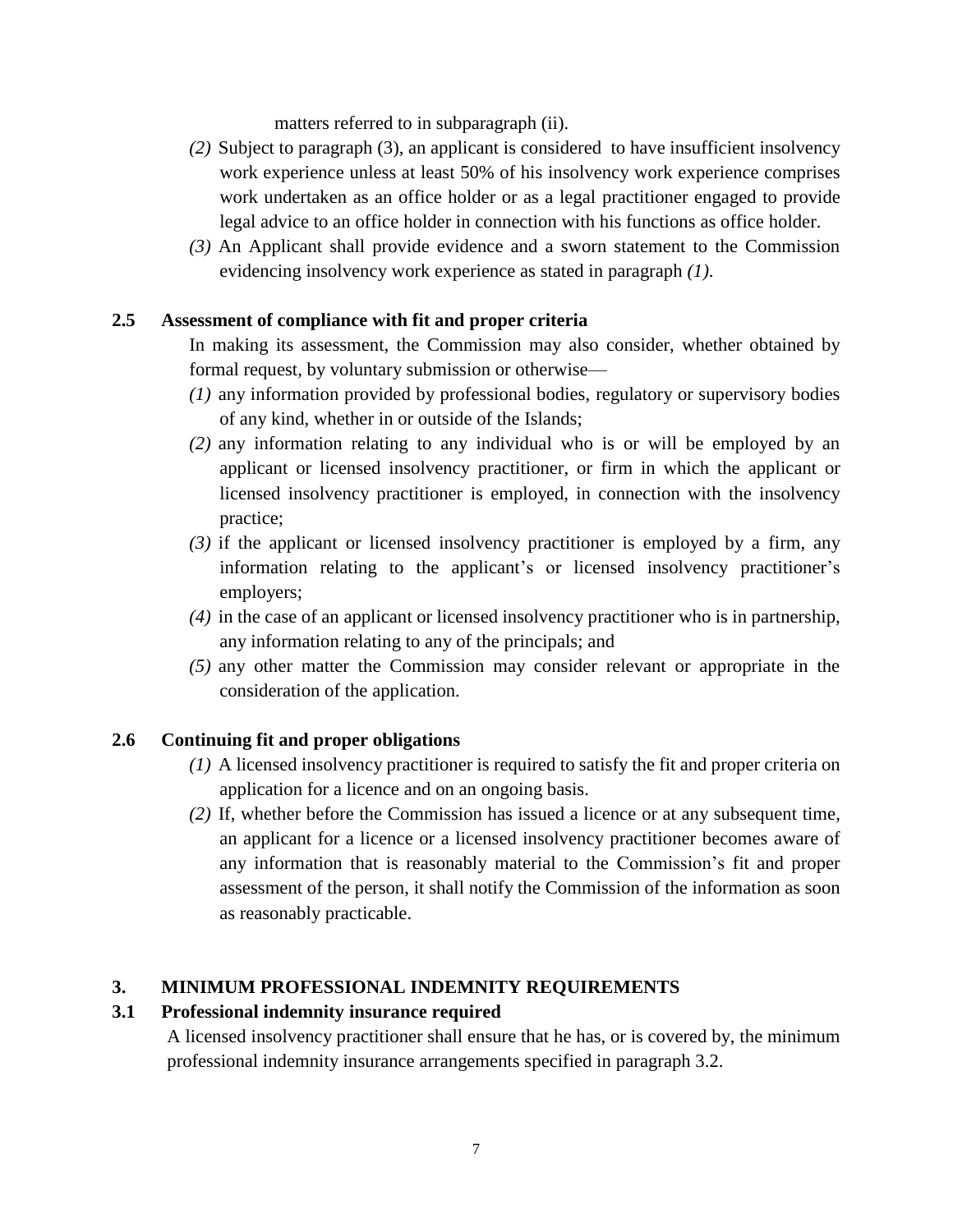matters referred to in subparagraph (ii).

*(2)* Subject to paragraph (3), an applicant is considered to have insufficient insolvency work experience unless at least 50% of his insolvency work experience comprises work undertaken as an office holder or as a legal practitioner engaged to provide legal advice to an office holder in connection with his functions as office holder.

*(3)* An Applicant shall provide evidence and a sworn statement to the Commission evidencing insolvency work experience as stated in paragraph *(1)*.

### 2.5 Assessment of compliance with fit and proper criteria

In making its assessment, the Commission may also consider, whether obtained by formal request, by voluntary submission or otherwise—

*(1)* any information provided by professional bodies, regulatory or supervisory bodies of any kind, whether in or outside of the Islands;

*(2)* any information relating to any individual who is or will be employed by an applicant or licensed insolvency practitioner, or firm in which the applicant or licensed insolvency practitioner is employed, in connection with the insolvency practice;

*(3)* if the applicant or licensed insolvency practitioner is employed by a firm, any information relating to the applicant's or licensed insolvency practitioner's employers;

*(4)* in the case of an applicant or licensed insolvency practitioner who is in partnership, any information relating to any of the principals; and

*(5)* any other matter the Commission may consider relevant or appropriate in the consideration of the application.

### 2.6 Continuing fit and proper obligations

*(1)* A licensed insolvency practitioner is required to satisfy the fit and proper criteria on application for a licence and on an ongoing basis.

*(2)* If, whether before the Commission has issued a licence or at any subsequent time, an applicant for a licence or a licensed insolvency practitioner becomes aware of any information that is reasonably material to the Commission's fit and proper assessment of the person, it shall notify the Commission of the information as soon as reasonably practicable.

## 3. MINIMUM PROFESSIONAL INDEMNITY REQUIREMENTS

### 3.1 Professional indemnity insurance required

A licensed insolvency practitioner shall ensure that he has, or is covered by, the minimum professional indemnity insurance arrangements specified in paragraph 3.2.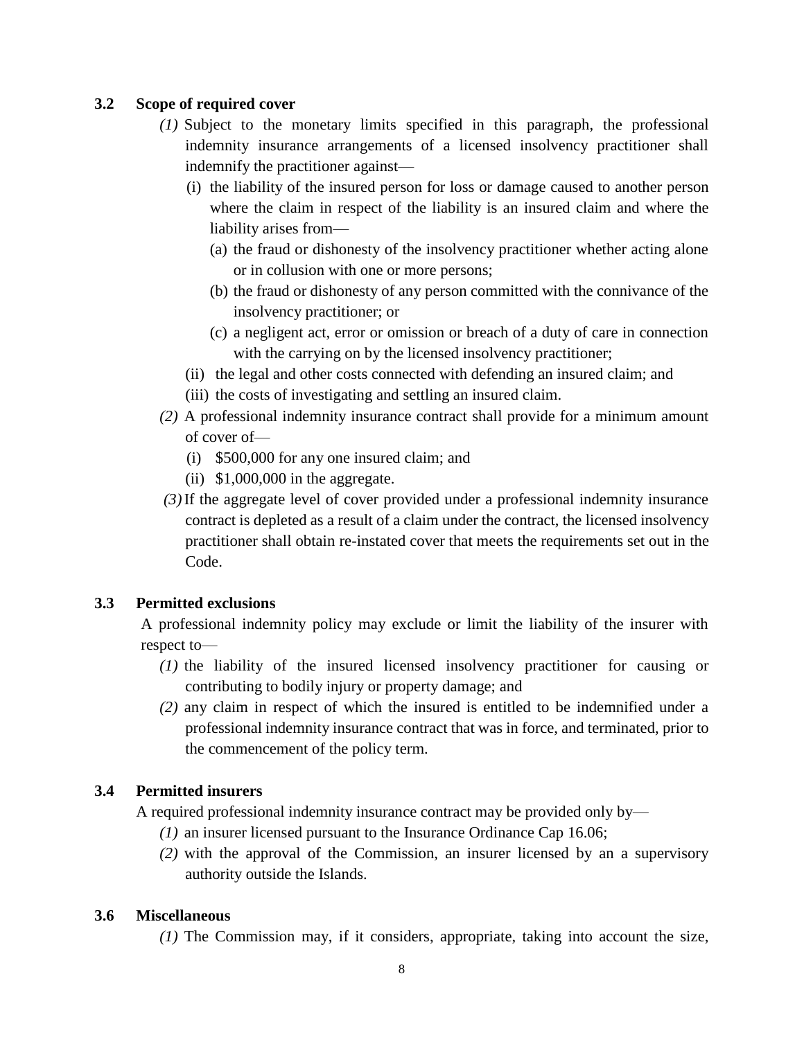### 3.2 Scope of required cover

*(1)* Subject to the monetary limits specified in this paragraph, the professional indemnity insurance arrangements of a licensed insolvency practitioner shall indemnify the practitioner against—

- (i) the liability of the insured person for loss or damage caused to another person where the claim in respect of the liability is an insured claim and where the liability arises from—
  - (a) the fraud or dishonesty of the insolvency practitioner whether acting alone or in collusion with one or more persons;
  - (b) the fraud or dishonesty of any person committed with the connivance of the insolvency practitioner; or
  - (c) a negligent act, error or omission or breach of a duty of care in connection with the carrying on by the licensed insolvency practitioner;
- (ii) the legal and other costs connected with defending an insured claim; and
- (iii) the costs of investigating and settling an insured claim.

*(2)* A professional indemnity insurance contract shall provide for a minimum amount of cover of—

- (i) $500,000 for any one insured claim; and
- (ii) $1,000,000 in the aggregate.

*(3)* If the aggregate level of cover provided under a professional indemnity insurance contract is depleted as a result of a claim under the contract, the licensed insolvency practitioner shall obtain re-instated cover that meets the requirements set out in the Code.

### 3.3 Permitted exclusions

A professional indemnity policy may exclude or limit the liability of the insurer with respect to—

*(1)* the liability of the insured licensed insolvency practitioner for causing or contributing to bodily injury or property damage; and

*(2)* any claim in respect of which the insured is entitled to be indemnified under a professional indemnity insurance contract that was in force, and terminated, prior to the commencement of the policy term.

### 3.4 Permitted insurers

A required professional indemnity insurance contract may be provided only by—

*(1)* an insurer licensed pursuant to the Insurance Ordinance Cap 16.06;

*(2)* with the approval of the Commission, an insurer licensed by an a supervisory authority outside the Islands.

### 3.6 Miscellaneous

*(1)* The Commission may, if it considers, appropriate, taking into account the size,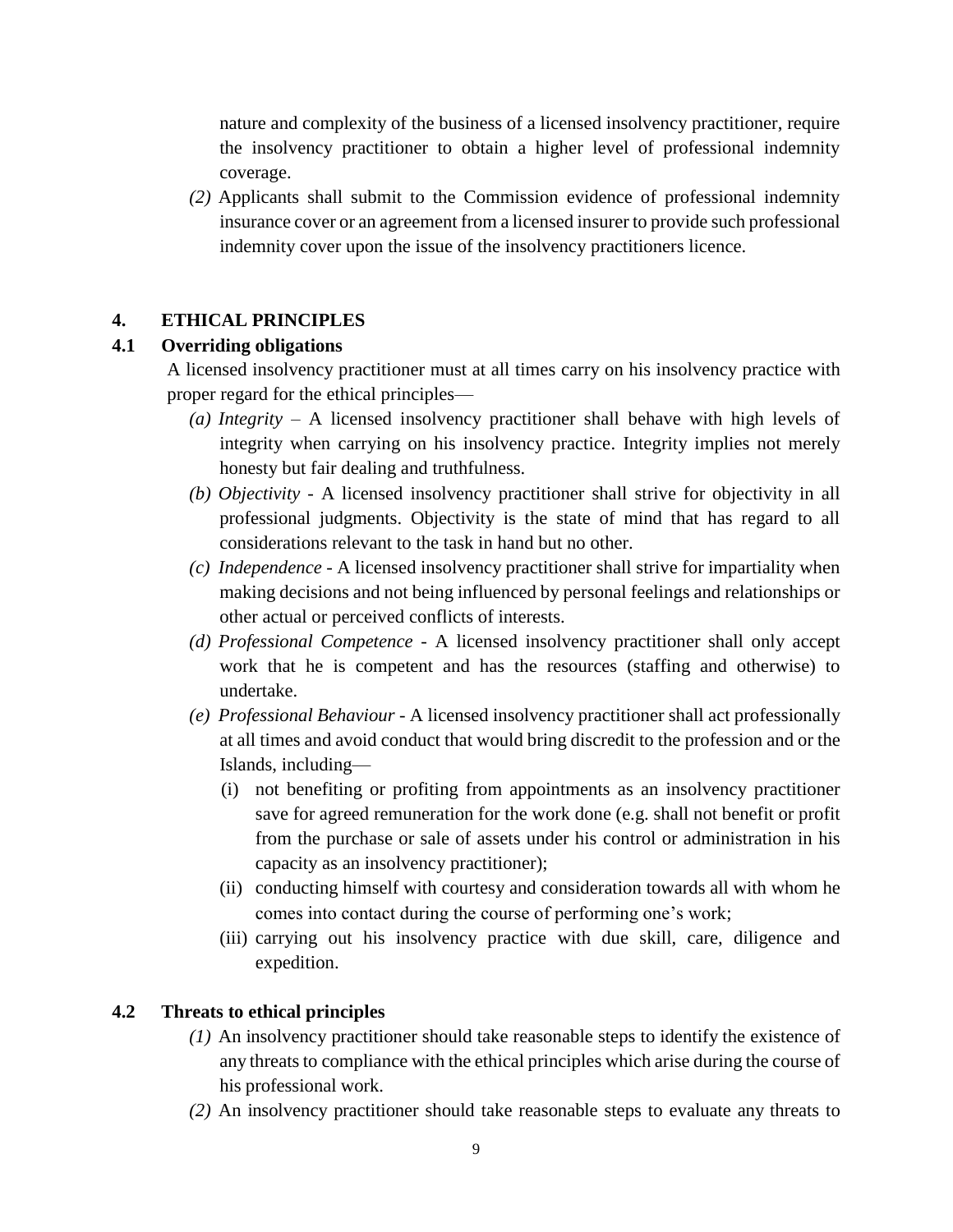nature and complexity of the business of a licensed insolvency practitioner, require the insolvency practitioner to obtain a higher level of professional indemnity coverage.

*(2)* Applicants shall submit to the Commission evidence of professional indemnity insurance cover or an agreement from a licensed insurer to provide such professional indemnity cover upon the issue of the insolvency practitioners licence.

## 4. ETHICAL PRINCIPLES

### 4.1 Overriding obligations

A licensed insolvency practitioner must at all times carry on his insolvency practice with proper regard for the ethical principles—

*(a) Integrity* – A licensed insolvency practitioner shall behave with high levels of integrity when carrying on his insolvency practice. Integrity implies not merely honesty but fair dealing and truthfulness.

*(b) Objectivity* - A licensed insolvency practitioner shall strive for objectivity in all professional judgments. Objectivity is the state of mind that has regard to all considerations relevant to the task in hand but no other.

*(c) Independence* - A licensed insolvency practitioner shall strive for impartiality when making decisions and not being influenced by personal feelings and relationships or other actual or perceived conflicts of interests.

*(d) Professional Competence* - A licensed insolvency practitioner shall only accept work that he is competent and has the resources (staffing and otherwise) to undertake.

*(e) Professional Behaviour* - A licensed insolvency practitioner shall act professionally at all times and avoid conduct that would bring discredit to the profession and or the Islands, including—

(i) not benefiting or profiting from appointments as an insolvency practitioner save for agreed remuneration for the work done (e.g. shall not benefit or profit from the purchase or sale of assets under his control or administration in his capacity as an insolvency practitioner);

(ii) conducting himself with courtesy and consideration towards all with whom he comes into contact during the course of performing one's work;

(iii) carrying out his insolvency practice with due skill, care, diligence and expedition.

### 4.2 Threats to ethical principles

*(1)* An insolvency practitioner should take reasonable steps to identify the existence of any threats to compliance with the ethical principles which arise during the course of his professional work.

*(2)* An insolvency practitioner should take reasonable steps to evaluate any threats to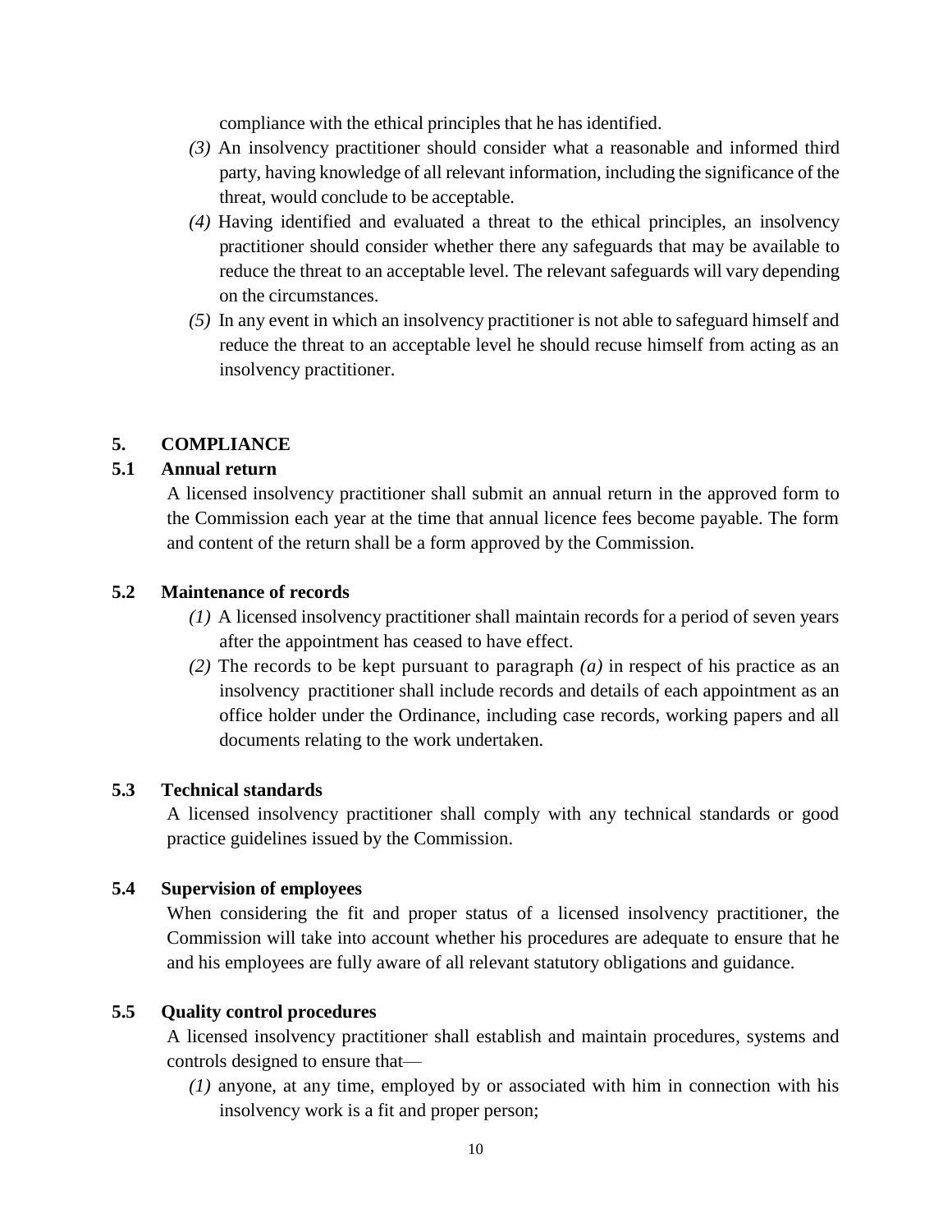compliance with the ethical principles that he has identified.

*(3)* An insolvency practitioner should consider what a reasonable and informed third party, having knowledge of all relevant information, including the significance of the threat, would conclude to be acceptable.

*(4)* Having identified and evaluated a threat to the ethical principles, an insolvency practitioner should consider whether there any safeguards that may be available to reduce the threat to an acceptable level. The relevant safeguards will vary depending on the circumstances.

*(5)* In any event in which an insolvency practitioner is not able to safeguard himself and reduce the threat to an acceptable level he should recuse himself from acting as an insolvency practitioner.

## 5. COMPLIANCE

### 5.1 Annual return

A licensed insolvency practitioner shall submit an annual return in the approved form to the Commission each year at the time that annual licence fees become payable. The form and content of the return shall be a form approved by the Commission.

### 5.2 Maintenance of records

*(1)* A licensed insolvency practitioner shall maintain records for a period of seven years after the appointment has ceased to have effect.

*(2)* The records to be kept pursuant to paragraph *(a)* in respect of his practice as an insolvency practitioner shall include records and details of each appointment as an office holder under the Ordinance, including case records, working papers and all documents relating to the work undertaken.

### 5.3 Technical standards

A licensed insolvency practitioner shall comply with any technical standards or good practice guidelines issued by the Commission.

### 5.4 Supervision of employees

When considering the fit and proper status of a licensed insolvency practitioner, the Commission will take into account whether his procedures are adequate to ensure that he and his employees are fully aware of all relevant statutory obligations and guidance.

### 5.5 Quality control procedures

A licensed insolvency practitioner shall establish and maintain procedures, systems and controls designed to ensure that—

*(1)* anyone, at any time, employed by or associated with him in connection with his insolvency work is a fit and proper person;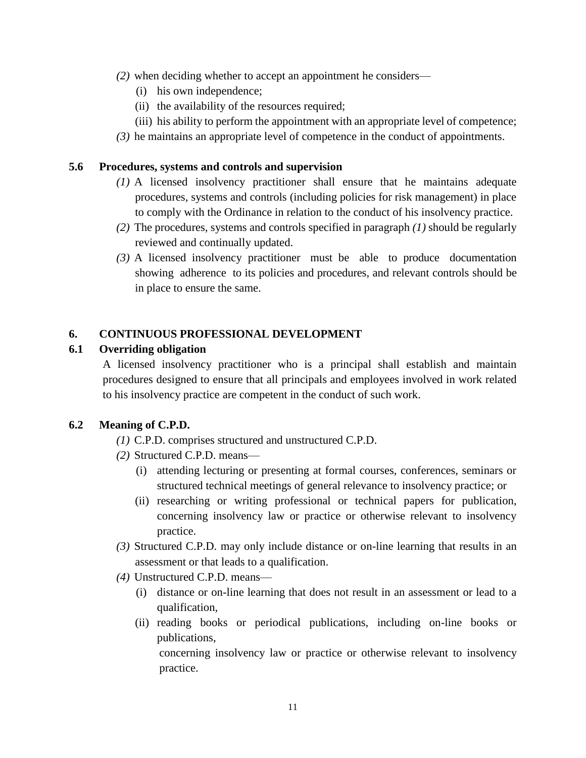*(2)* when deciding whether to accept an appointment he considers—

   (i) his own independence;

   (ii) the availability of the resources required;

   (iii) his ability to perform the appointment with an appropriate level of competence;

*(3)* he maintains an appropriate level of competence in the conduct of appointments.

### 5.6 Procedures, systems and controls and supervision

*(1)* A licensed insolvency practitioner shall ensure that he maintains adequate procedures, systems and controls (including policies for risk management) in place to comply with the Ordinance in relation to the conduct of his insolvency practice.

*(2)* The procedures, systems and controls specified in paragraph *(1)* should be regularly reviewed and continually updated.

*(3)* A licensed insolvency practitioner must be able to produce documentation showing adherence to its policies and procedures, and relevant controls should be in place to ensure the same.

## 6. CONTINUOUS PROFESSIONAL DEVELOPMENT

### 6.1 Overriding obligation

A licensed insolvency practitioner who is a principal shall establish and maintain procedures designed to ensure that all principals and employees involved in work related to his insolvency practice are competent in the conduct of such work.

### 6.2 Meaning of C.P.D.

*(1)* C.P.D. comprises structured and unstructured C.P.D.

*(2)* Structured C.P.D. means—

   (i) attending lecturing or presenting at formal courses, conferences, seminars or structured technical meetings of general relevance to insolvency practice; or

   (ii) researching or writing professional or technical papers for publication, concerning insolvency law or practice or otherwise relevant to insolvency practice.

*(3)* Structured C.P.D. may only include distance or on-line learning that results in an assessment or that leads to a qualification.

*(4)* Unstructured C.P.D. means—

   (i) distance or on-line learning that does not result in an assessment or lead to a qualification,

   (ii) reading books or periodical publications, including on-line books or publications,

   concerning insolvency law or practice or otherwise relevant to insolvency practice.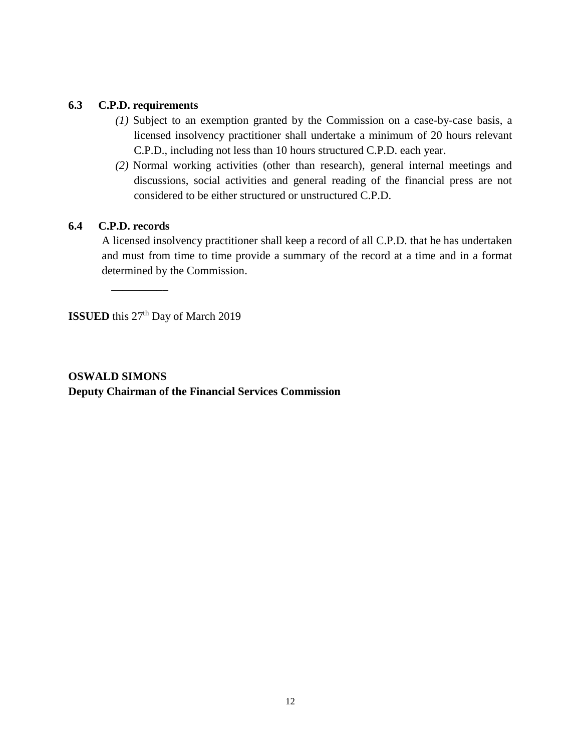**6.3 C.P.D. requirements**

*(1)* Subject to an exemption granted by the Commission on a case-by-case basis, a licensed insolvency practitioner shall undertake a minimum of 20 hours relevant C.P.D., including not less than 10 hours structured C.P.D. each year.

*(2)* Normal working activities (other than research), general internal meetings and discussions, social activities and general reading of the financial press are not considered to be either structured or unstructured C.P.D.

**6.4 C.P.D. records**

A licensed insolvency practitioner shall keep a record of all C.P.D. that he has undertaken and must from time to time provide a summary of the record at a time and in a format determined by the Commission.

__________

**ISSUED** this 27th Day of March 2019

**OSWALD SIMONS**
**Deputy Chairman of the Financial Services Commission**